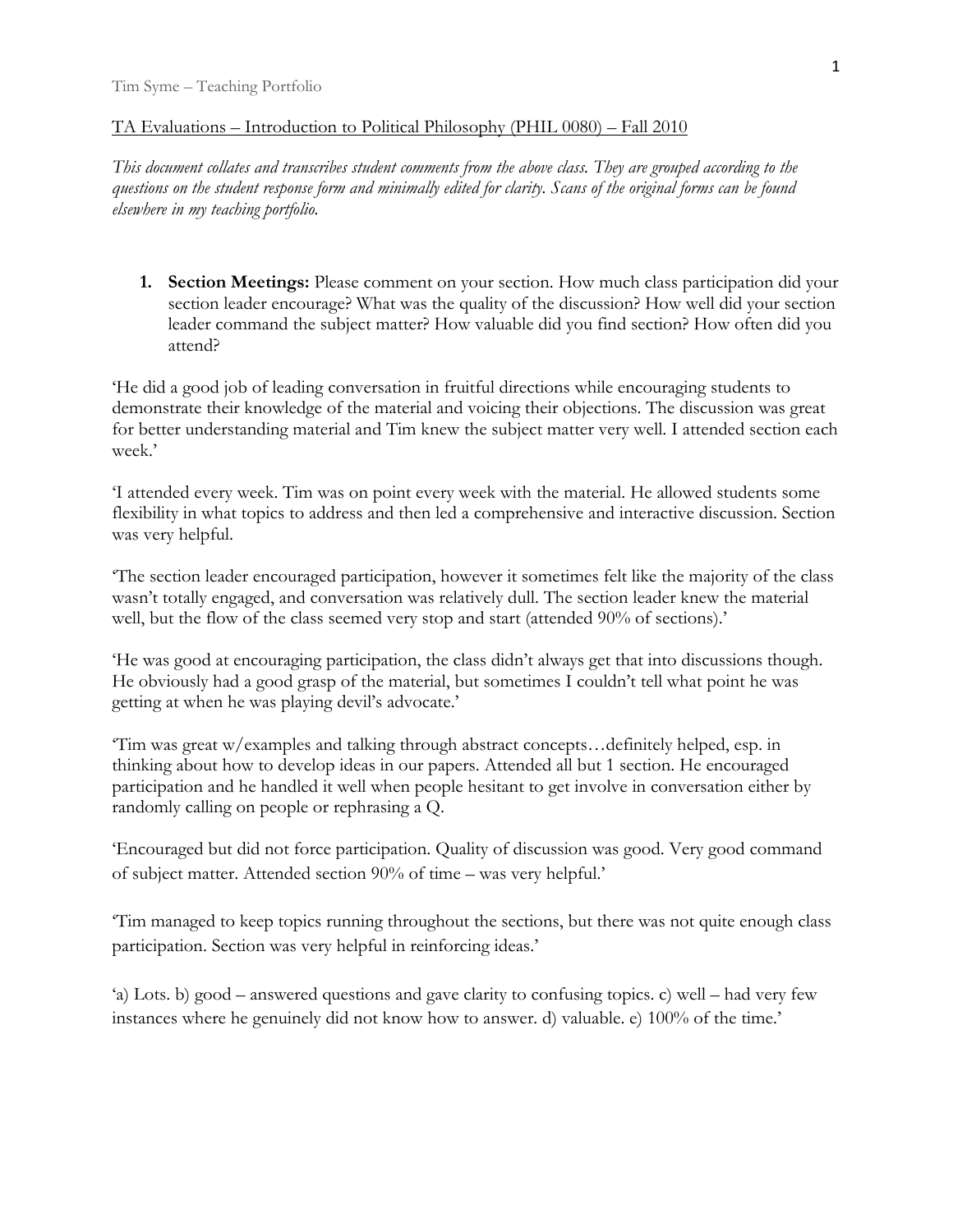Tim Syme – Teaching Portfolio

TA Evaluations – Introduction to Political Philosophy (PHIL 0080) – Fall 2010

*This document collates and transcribes student comments from the above class. They are grouped according to the questions on the student response form and minimally edited for clarity. Scans of the original forms can be found elsewhere in my teaching portfolio.*

1. **Section Meetings:** Please comment on your section. How much class participation did your section leader encourage? What was the quality of the discussion? How well did your section leader command the subject matter? How valuable did you find section? How often did you attend?

'He did a good job of leading conversation in fruitful directions while encouraging students to demonstrate their knowledge of the material and voicing their objections. The discussion was great for better understanding material and Tim knew the subject matter very well. I attended section each week.'

'I attended every week. Tim was on point every week with the material. He allowed students some flexibility in what topics to address and then led a comprehensive and interactive discussion. Section was very helpful.

'The section leader encouraged participation, however it sometimes felt like the majority of the class wasn't totally engaged, and conversation was relatively dull. The section leader knew the material well, but the flow of the class seemed very stop and start (attended 90% of sections).'

'He was good at encouraging participation, the class didn't always get that into discussions though. He obviously had a good grasp of the material, but sometimes I couldn't tell what point he was getting at when he was playing devil's advocate.'

'Tim was great w/examples and talking through abstract concepts…definitely helped, esp. in thinking about how to develop ideas in our papers. Attended all but 1 section. He encouraged participation and he handled it well when people hesitant to get involve in conversation either by randomly calling on people or rephrasing a Q.

'Encouraged but did not force participation. Quality of discussion was good. Very good command of subject matter. Attended section 90% of time – was very helpful.'

'Tim managed to keep topics running throughout the sections, but there was not quite enough class participation. Section was very helpful in reinforcing ideas.'

'a) Lots. b) good – answered questions and gave clarity to confusing topics. c) well – had very few instances where he genuinely did not know how to answer. d) valuable. e) 100% of the time.'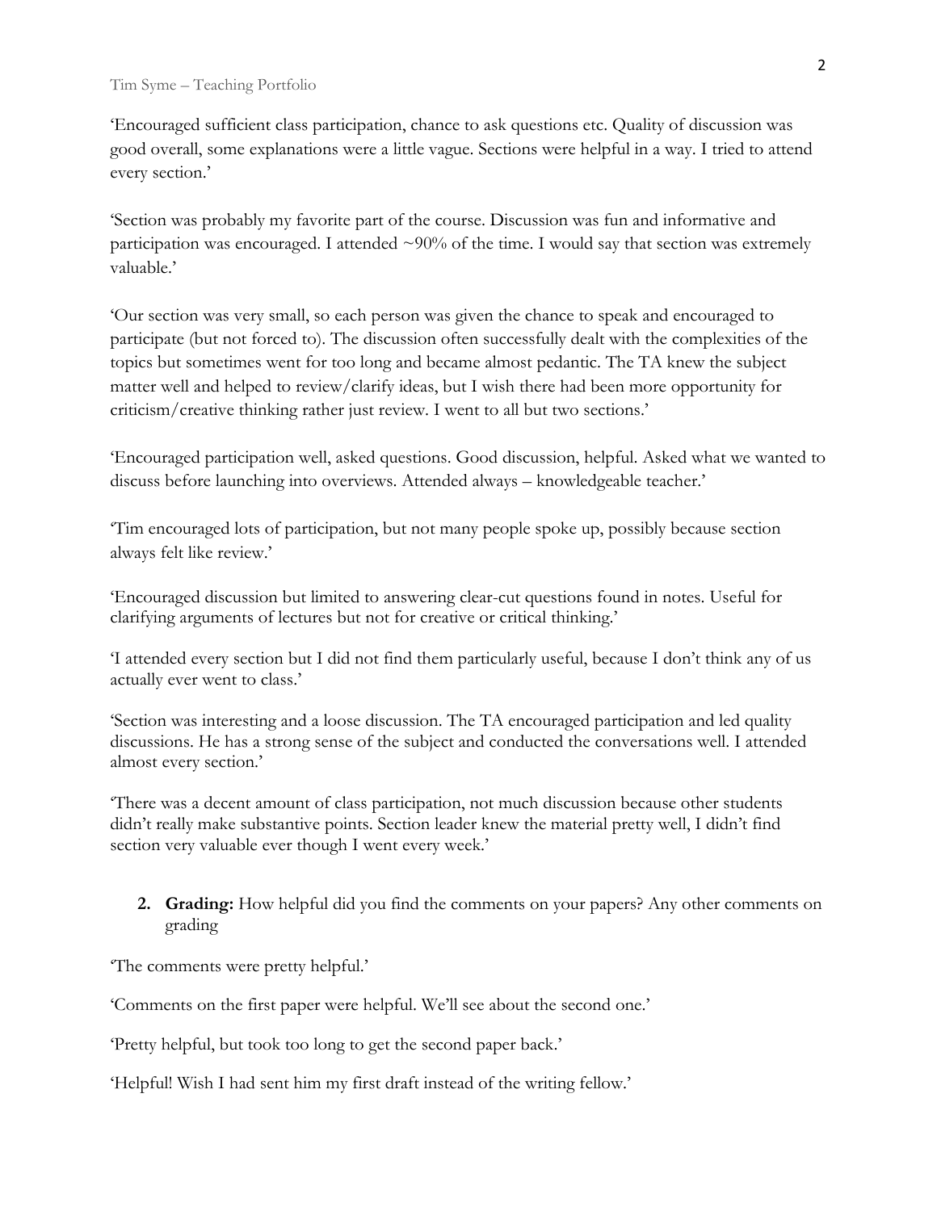'Encouraged sufficient class participation, chance to ask questions etc. Quality of discussion was good overall, some explanations were a little vague. Sections were helpful in a way. I tried to attend every section.'

'Section was probably my favorite part of the course. Discussion was fun and informative and participation was encouraged. I attended ~90% of the time. I would say that section was extremely valuable.'

'Our section was very small, so each person was given the chance to speak and encouraged to participate (but not forced to). The discussion often successfully dealt with the complexities of the topics but sometimes went for too long and became almost pedantic. The TA knew the subject matter well and helped to review/clarify ideas, but I wish there had been more opportunity for criticism/creative thinking rather just review. I went to all but two sections.'

'Encouraged participation well, asked questions. Good discussion, helpful. Asked what we wanted to discuss before launching into overviews. Attended always – knowledgeable teacher.'

'Tim encouraged lots of participation, but not many people spoke up, possibly because section always felt like review.'

'Encouraged discussion but limited to answering clear-cut questions found in notes. Useful for clarifying arguments of lectures but not for creative or critical thinking.'

'I attended every section but I did not find them particularly useful, because I don't think any of us actually ever went to class.'

'Section was interesting and a loose discussion. The TA encouraged participation and led quality discussions. He has a strong sense of the subject and conducted the conversations well. I attended almost every section.'

'There was a decent amount of class participation, not much discussion because other students didn't really make substantive points. Section leader knew the material pretty well, I didn't find section very valuable ever though I went every week.'

2. **Grading:** How helpful did you find the comments on your papers? Any other comments on grading

'The comments were pretty helpful.'

'Comments on the first paper were helpful. We'll see about the second one.'

'Pretty helpful, but took too long to get the second paper back.'

'Helpful! Wish I had sent him my first draft instead of the writing fellow.'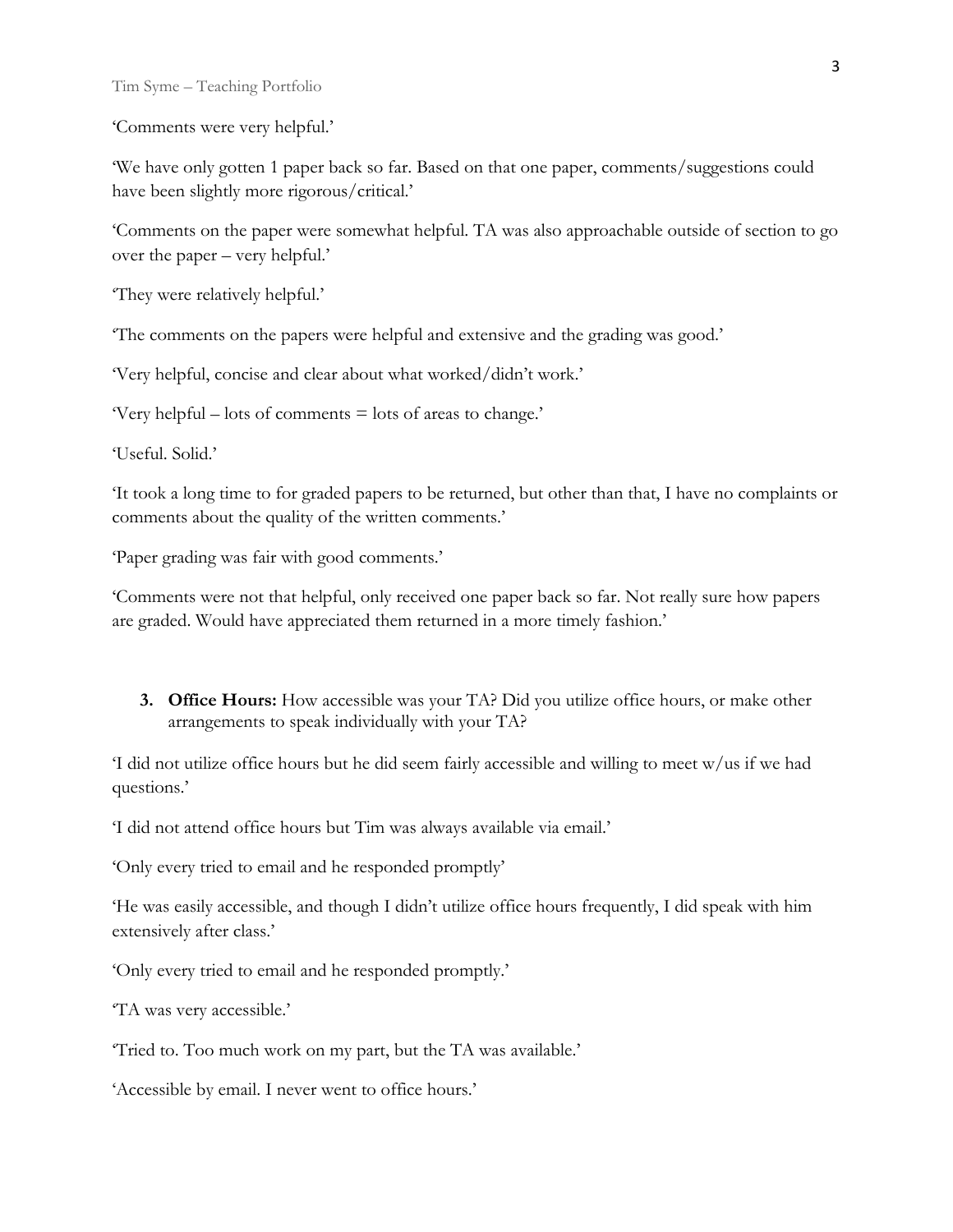'Comments were very helpful.'

'We have only gotten 1 paper back so far. Based on that one paper, comments/suggestions could have been slightly more rigorous/critical.'

'Comments on the paper were somewhat helpful. TA was also approachable outside of section to go over the paper – very helpful.'

'They were relatively helpful.'

'The comments on the papers were helpful and extensive and the grading was good.'

'Very helpful, concise and clear about what worked/didn't work.'

'Very helpful – lots of comments = lots of areas to change.'

'Useful. Solid.'

'It took a long time to for graded papers to be returned, but other than that, I have no complaints or comments about the quality of the written comments.'

'Paper grading was fair with good comments.'

'Comments were not that helpful, only received one paper back so far. Not really sure how papers are graded. Would have appreciated them returned in a more timely fashion.'

3. **Office Hours:** How accessible was your TA? Did you utilize office hours, or make other arrangements to speak individually with your TA?

'I did not utilize office hours but he did seem fairly accessible and willing to meet w/us if we had questions.'

'I did not attend office hours but Tim was always available via email.'

'Only every tried to email and he responded promptly'

'He was easily accessible, and though I didn't utilize office hours frequently, I did speak with him extensively after class.'

'Only every tried to email and he responded promptly.'

'TA was very accessible.'

'Tried to. Too much work on my part, but the TA was available.'

'Accessible by email. I never went to office hours.'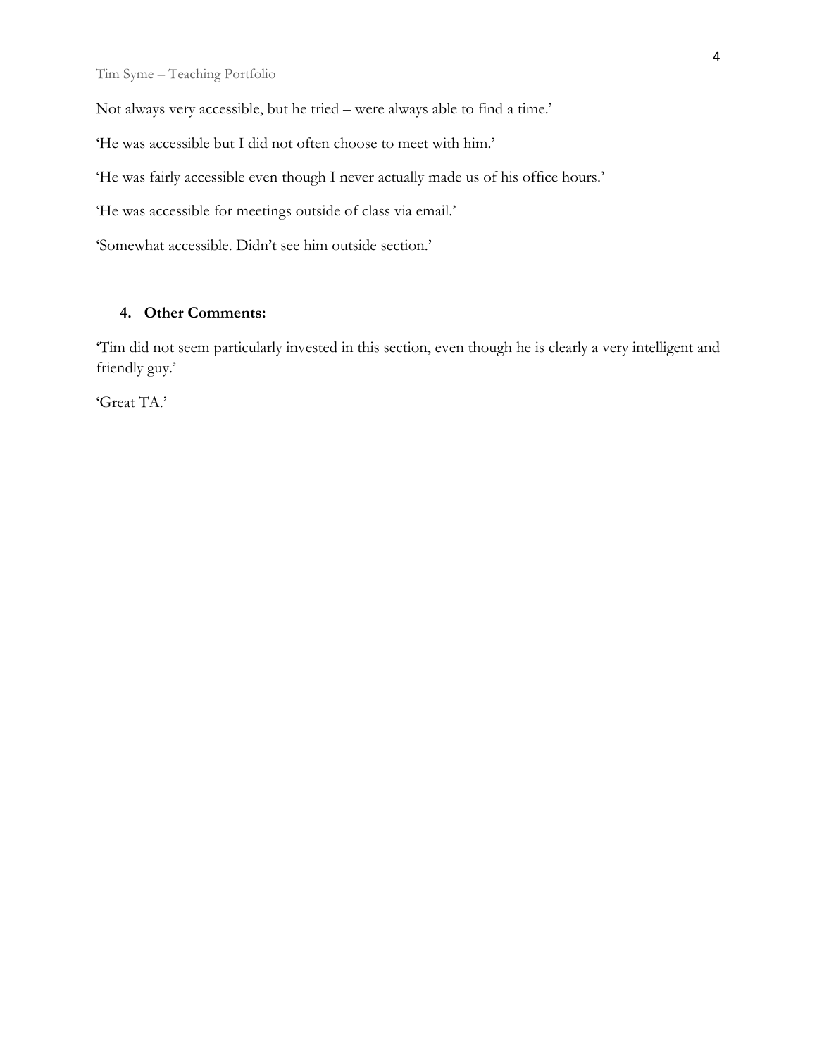Not always very accessible, but he tried – were always able to find a time.'

'He was accessible but I did not often choose to meet with him.'

'He was fairly accessible even though I never actually made us of his office hours.'

'He was accessible for meetings outside of class via email.'

'Somewhat accessible. Didn't see him outside section.'

4. **Other Comments:**

'Tim did not seem particularly invested in this section, even though he is clearly a very intelligent and friendly guy.'

'Great TA.'